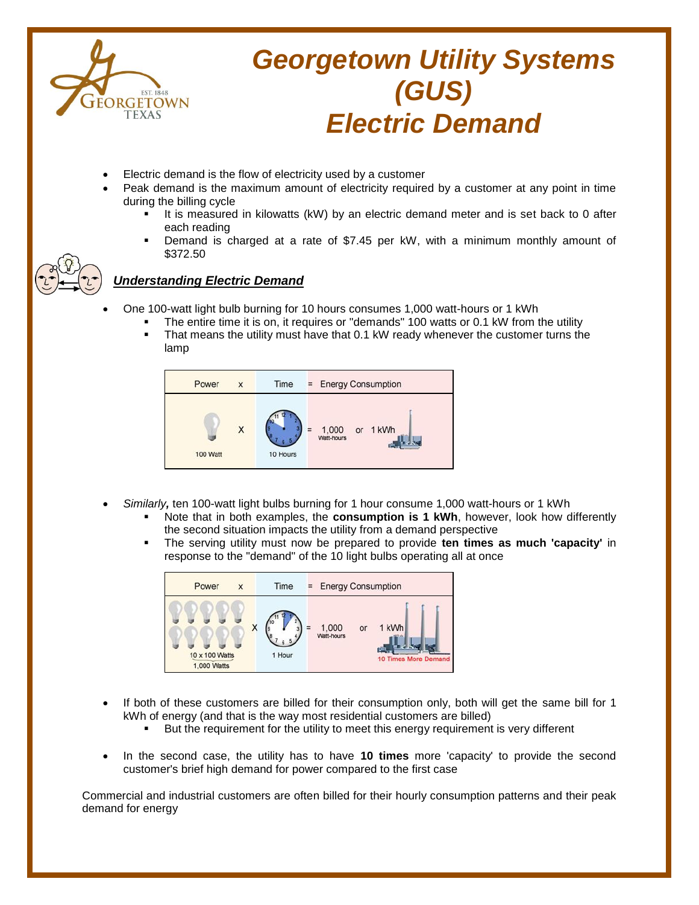# Georgetown Utility Systems (GUS) Electric Demand

- Electric demand is the flow of electricity used by a customer
- Peak demand is the maximum amount of electricity required by a customer at any point in time during the billing cycle
  - It is measured in kilowatts (kW) by an electric demand meter and is set back to 0 after each reading
  - Demand is charged at a rate of $7.45 per kW, with a minimum monthly amount of $372.50

## *Understanding Electric Demand*

- One 100-watt light bulb burning for 10 hours consumes 1,000 watt-hours or 1 kWh
  - The entire time it is on, it requires or "demands" 100 watts or 0.1 kW from the utility
  - That means the utility must have that 0.1 kW ready whenever the customer turns the lamp

| Power | x | Time | = | Energy Consumption |
|---|---|---|---|---|
| 100 Watt | X | 10 Hours | = | 1,000 Watt-hours or 1 kWh |

- *Similarly,* ten 100-watt light bulbs burning for 1 hour consume 1,000 watt-hours or 1 kWh
  - Note that in both examples, the **consumption is 1 kWh**, however, look how differently the second situation impacts the utility from a demand perspective
  - The serving utility must now be prepared to provide **ten times as much 'capacity'** in response to the "demand" of the 10 light bulbs operating all at once

| Power | x | Time | = | Energy Consumption |
|---|---|---|---|---|
| 10 x 100 Watts 1,000 Watts | X | 1 Hour | = | 1,000 Watt-hours or 1 kWh (10 Times More Demand) |

- If both of these customers are billed for their consumption only, both will get the same bill for 1 kWh of energy (and that is the way most residential customers are billed)
  - But the requirement for the utility to meet this energy requirement is very different

- In the second case, the utility has to have **10 times** more 'capacity' to provide the second customer's brief high demand for power compared to the first case

Commercial and industrial customers are often billed for their hourly consumption patterns and their peak demand for energy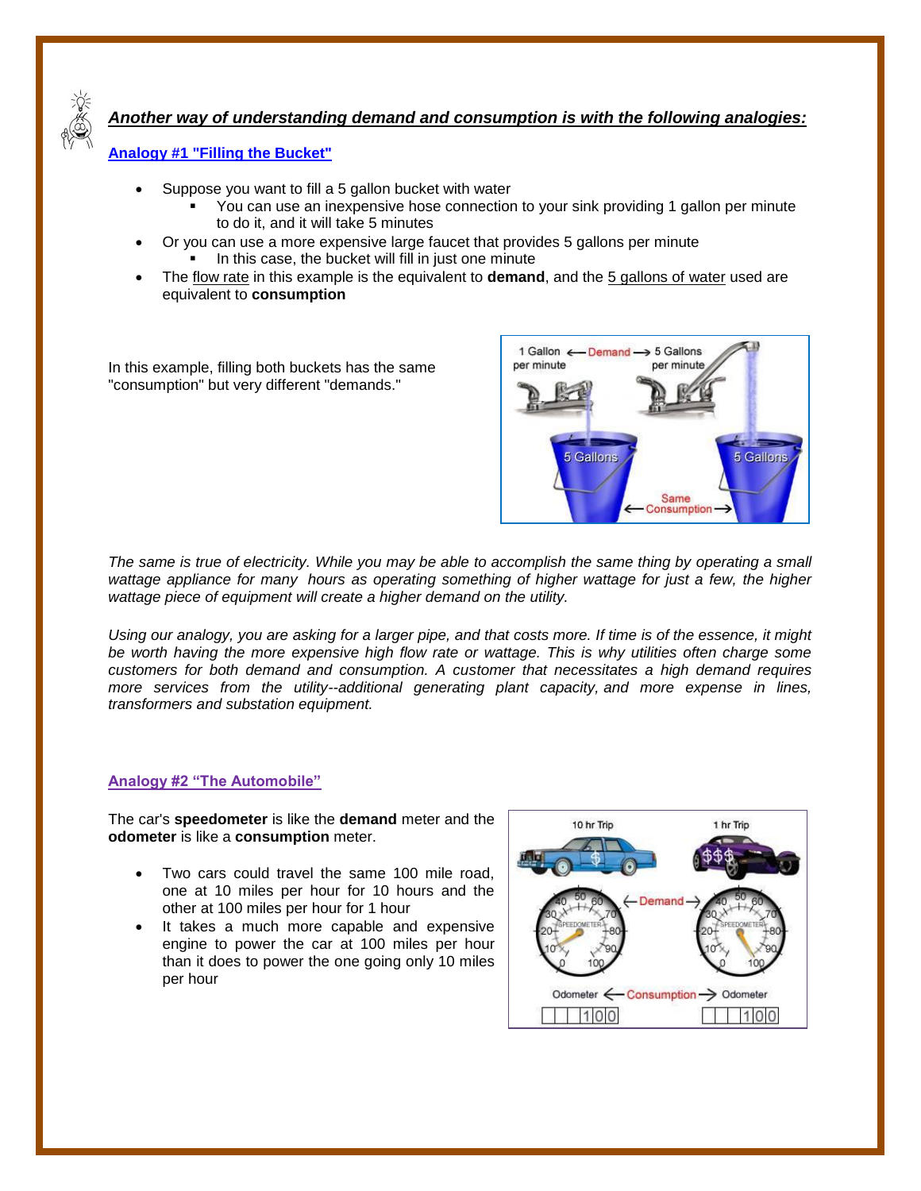***Another way of understanding demand and consumption is with the following analogies:***

## Analogy #1 "Filling the Bucket"

- Suppose you want to fill a 5 gallon bucket with water
  - You can use an inexpensive hose connection to your sink providing 1 gallon per minute to do it, and it will take 5 minutes
- Or you can use a more expensive large faucet that provides 5 gallons per minute
  - In this case, the bucket will fill in just one minute
- The flow rate in this example is the equivalent to **demand**, and the 5 gallons of water used are equivalent to **consumption**

In this example, filling both buckets has the same "consumption" but very different "demands."

*The same is true of electricity. While you may be able to accomplish the same thing by operating a small wattage appliance for many hours as operating something of higher wattage for just a few, the higher wattage piece of equipment will create a higher demand on the utility.*

*Using our analogy, you are asking for a larger pipe, and that costs more. If time is of the essence, it might be worth having the more expensive high flow rate or wattage. This is why utilities often charge some customers for both demand and consumption. A customer that necessitates a high demand requires more services from the utility--additional generating plant capacity, and more expense in lines, transformers and substation equipment.*

## Analogy #2 "The Automobile"

The car's **speedometer** is like the **demand** meter and the **odometer** is like a **consumption** meter.

- Two cars could travel the same 100 mile road, one at 10 miles per hour for 10 hours and the other at 100 miles per hour for 1 hour
- It takes a much more capable and expensive engine to power the car at 100 miles per hour than it does to power the one going only 10 miles per hour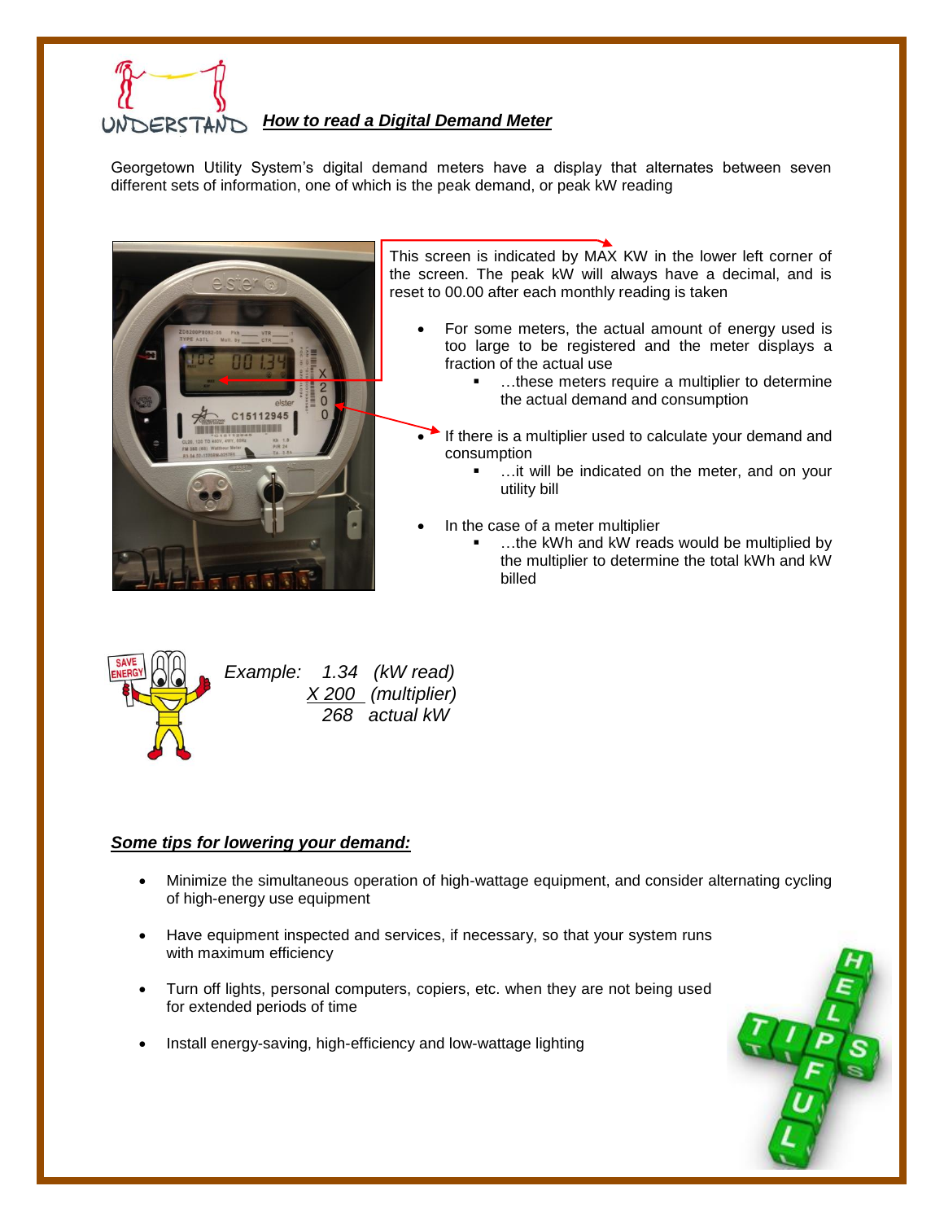## How to read a Digital Demand Meter

Georgetown Utility System's digital demand meters have a display that alternates between seven different sets of information, one of which is the peak demand, or peak kW reading

This screen is indicated by MAX KW in the lower left corner of the screen. The peak kW will always have a decimal, and is reset to 00.00 after each monthly reading is taken

- For some meters, the actual amount of energy used is too large to be registered and the meter displays a fraction of the actual use
  - …these meters require a multiplier to determine the actual demand and consumption
- If there is a multiplier used to calculate your demand and consumption
  - …it will be indicated on the meter, and on your utility bill
- In the case of a meter multiplier
  - …the kWh and kW reads would be multiplied by the multiplier to determine the total kWh and kW billed

*Example: 1.34 (kW read)*
*X 200 (multiplier)*
*268 actual kW*

### Some tips for lowering your demand:

- Minimize the simultaneous operation of high-wattage equipment, and consider alternating cycling of high-energy use equipment
- Have equipment inspected and services, if necessary, so that your system runs with maximum efficiency
- Turn off lights, personal computers, copiers, etc. when they are not being used for extended periods of time
- Install energy-saving, high-efficiency and low-wattage lighting